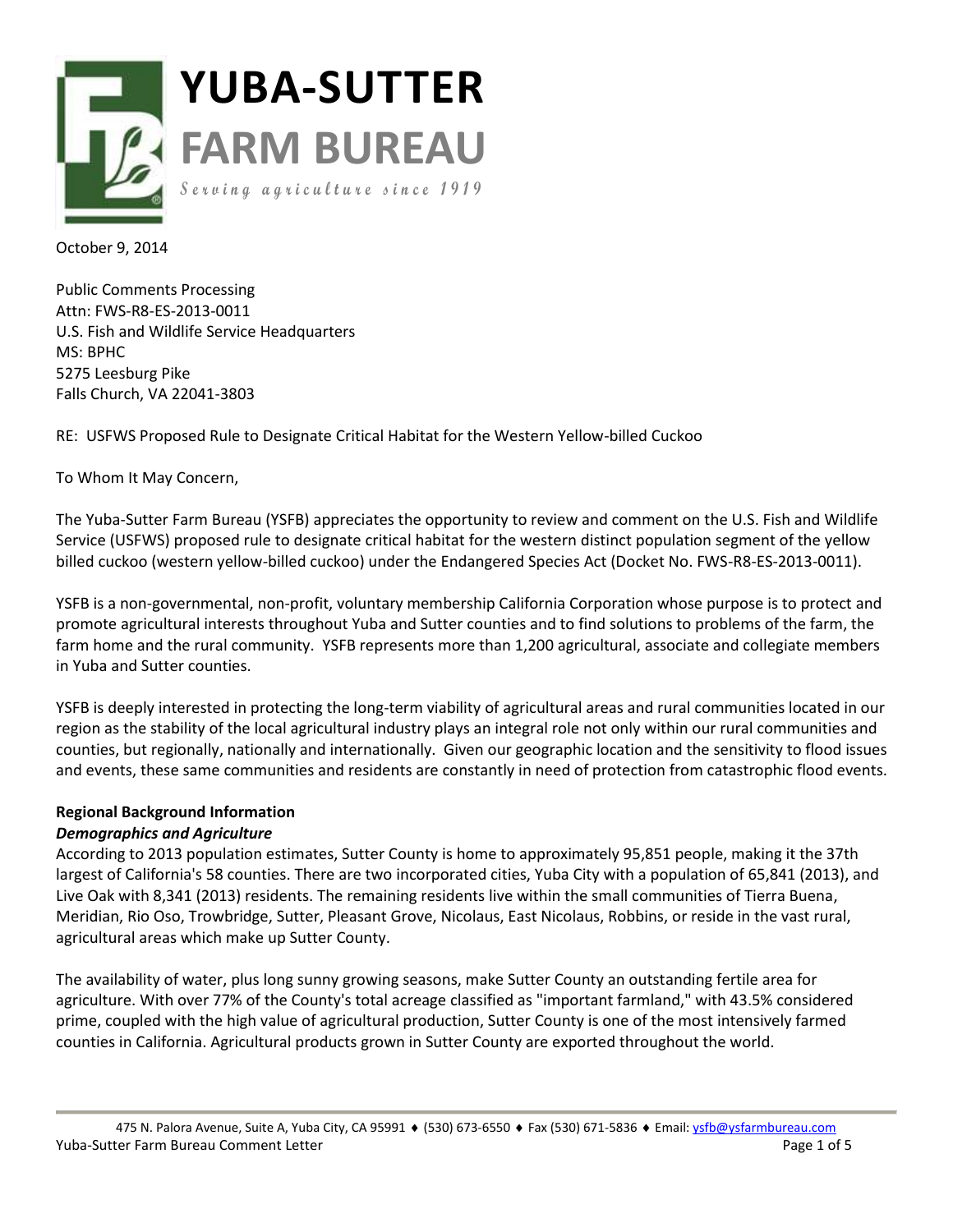# YUBA-SUTTER FARM BUREAU

*Serving agriculture since 1919*

October 9, 2014

Public Comments Processing
Attn: FWS-R8-ES-2013-0011
U.S. Fish and Wildlife Service Headquarters
MS: BPHC
5275 Leesburg Pike
Falls Church, VA 22041-3803

RE: USFWS Proposed Rule to Designate Critical Habitat for the Western Yellow-billed Cuckoo

To Whom It May Concern,

The Yuba-Sutter Farm Bureau (YSFB) appreciates the opportunity to review and comment on the U.S. Fish and Wildlife Service (USFWS) proposed rule to designate critical habitat for the western distinct population segment of the yellow billed cuckoo (western yellow-billed cuckoo) under the Endangered Species Act (Docket No. FWS-R8-ES-2013-0011).

YSFB is a non-governmental, non-profit, voluntary membership California Corporation whose purpose is to protect and promote agricultural interests throughout Yuba and Sutter counties and to find solutions to problems of the farm, the farm home and the rural community. YSFB represents more than 1,200 agricultural, associate and collegiate members in Yuba and Sutter counties.

YSFB is deeply interested in protecting the long-term viability of agricultural areas and rural communities located in our region as the stability of the local agricultural industry plays an integral role not only within our rural communities and counties, but regionally, nationally and internationally. Given our geographic location and the sensitivity to flood issues and events, these same communities and residents are constantly in need of protection from catastrophic flood events.

**Regional Background Information**

***Demographics and Agriculture***

According to 2013 population estimates, Sutter County is home to approximately 95,851 people, making it the 37th largest of California's 58 counties. There are two incorporated cities, Yuba City with a population of 65,841 (2013), and Live Oak with 8,341 (2013) residents. The remaining residents live within the small communities of Tierra Buena, Meridian, Rio Oso, Trowbridge, Sutter, Pleasant Grove, Nicolaus, East Nicolaus, Robbins, or reside in the vast rural, agricultural areas which make up Sutter County.

The availability of water, plus long sunny growing seasons, make Sutter County an outstanding fertile area for agriculture. With over 77% of the County's total acreage classified as "important farmland," with 43.5% considered prime, coupled with the high value of agricultural production, Sutter County is one of the most intensively farmed counties in California. Agricultural products grown in Sutter County are exported throughout the world.

475 N. Palora Avenue, Suite A, Yuba City, CA 95991 ♦ (530) 673-6550 ♦ Fax (530) 671-5836 ♦ Email: ysfb@ysfarmbureau.com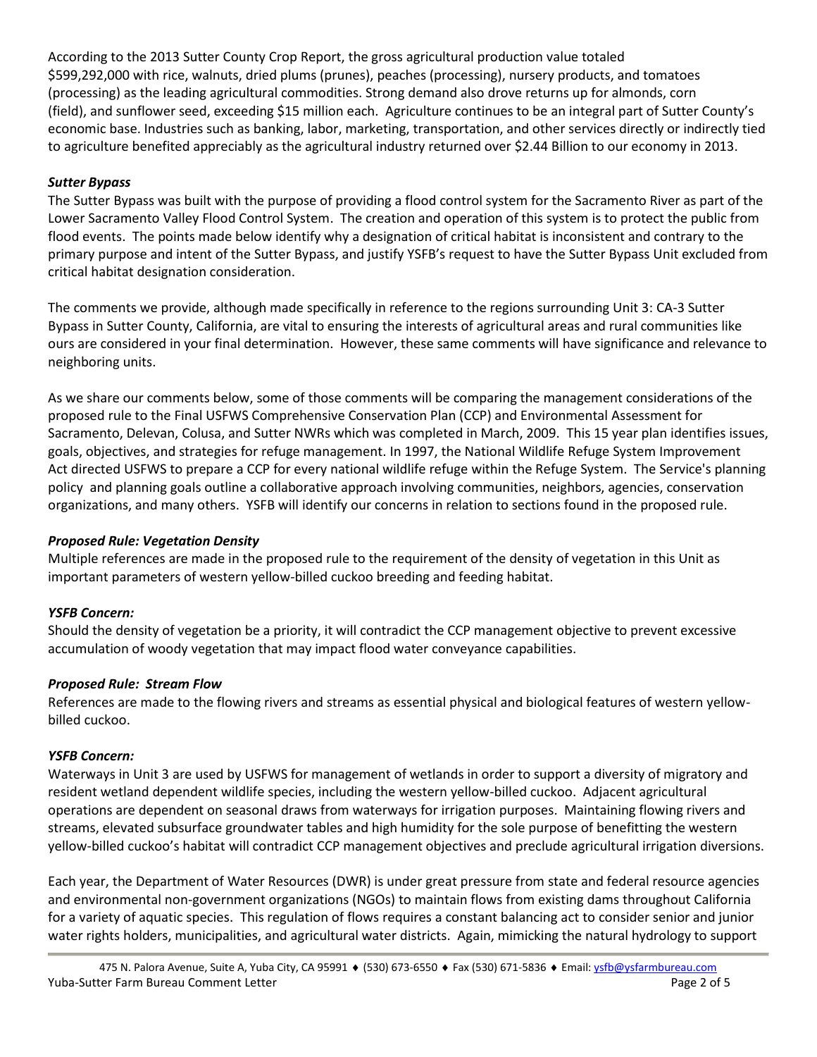According to the 2013 Sutter County Crop Report, the gross agricultural production value totaled $599,292,000 with rice, walnuts, dried plums (prunes), peaches (processing), nursery products, and tomatoes (processing) as the leading agricultural commodities. Strong demand also drove returns up for almonds, corn (field), and sunflower seed, exceeding $15 million each. Agriculture continues to be an integral part of Sutter County's economic base. Industries such as banking, labor, marketing, transportation, and other services directly or indirectly tied to agriculture benefited appreciably as the agricultural industry returned over $2.44 Billion to our economy in 2013.

***Sutter Bypass***

The Sutter Bypass was built with the purpose of providing a flood control system for the Sacramento River as part of the Lower Sacramento Valley Flood Control System. The creation and operation of this system is to protect the public from flood events. The points made below identify why a designation of critical habitat is inconsistent and contrary to the primary purpose and intent of the Sutter Bypass, and justify YSFB's request to have the Sutter Bypass Unit excluded from critical habitat designation consideration.

The comments we provide, although made specifically in reference to the regions surrounding Unit 3: CA-3 Sutter Bypass in Sutter County, California, are vital to ensuring the interests of agricultural areas and rural communities like ours are considered in your final determination. However, these same comments will have significance and relevance to neighboring units.

As we share our comments below, some of those comments will be comparing the management considerations of the proposed rule to the Final USFWS Comprehensive Conservation Plan (CCP) and Environmental Assessment for Sacramento, Delevan, Colusa, and Sutter NWRs which was completed in March, 2009. This 15 year plan identifies issues, goals, objectives, and strategies for refuge management. In 1997, the National Wildlife Refuge System Improvement Act directed USFWS to prepare a CCP for every national wildlife refuge within the Refuge System. The Service's planning policy and planning goals outline a collaborative approach involving communities, neighbors, agencies, conservation organizations, and many others. YSFB will identify our concerns in relation to sections found in the proposed rule.

***Proposed Rule: Vegetation Density***

Multiple references are made in the proposed rule to the requirement of the density of vegetation in this Unit as important parameters of western yellow-billed cuckoo breeding and feeding habitat.

***YSFB Concern:***

Should the density of vegetation be a priority, it will contradict the CCP management objective to prevent excessive accumulation of woody vegetation that may impact flood water conveyance capabilities.

***Proposed Rule: Stream Flow***

References are made to the flowing rivers and streams as essential physical and biological features of western yellow-billed cuckoo.

***YSFB Concern:***

Waterways in Unit 3 are used by USFWS for management of wetlands in order to support a diversity of migratory and resident wetland dependent wildlife species, including the western yellow-billed cuckoo. Adjacent agricultural operations are dependent on seasonal draws from waterways for irrigation purposes. Maintaining flowing rivers and streams, elevated subsurface groundwater tables and high humidity for the sole purpose of benefitting the western yellow-billed cuckoo's habitat will contradict CCP management objectives and preclude agricultural irrigation diversions.

Each year, the Department of Water Resources (DWR) is under great pressure from state and federal resource agencies and environmental non-government organizations (NGOs) to maintain flows from existing dams throughout California for a variety of aquatic species. This regulation of flows requires a constant balancing act to consider senior and junior water rights holders, municipalities, and agricultural water districts. Again, mimicking the natural hydrology to support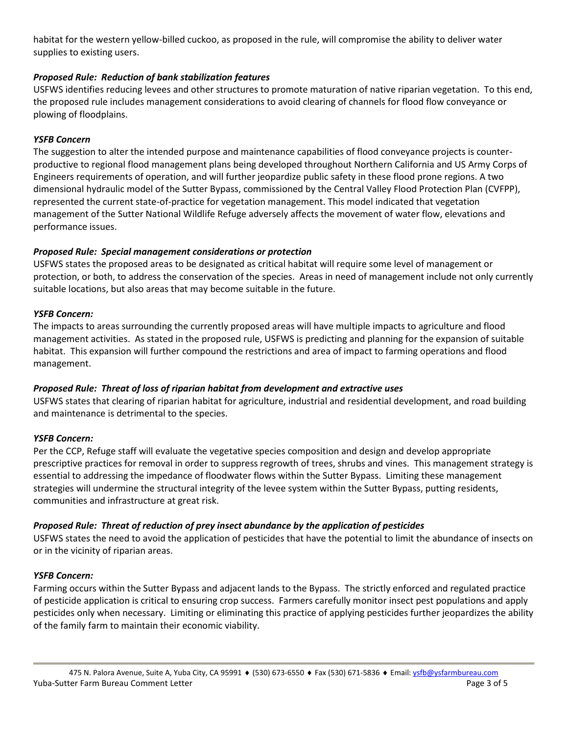habitat for the western yellow-billed cuckoo, as proposed in the rule, will compromise the ability to deliver water supplies to existing users.

***Proposed Rule: Reduction of bank stabilization features***

USFWS identifies reducing levees and other structures to promote maturation of native riparian vegetation. To this end, the proposed rule includes management considerations to avoid clearing of channels for flood flow conveyance or plowing of floodplains.

***YSFB Concern***

The suggestion to alter the intended purpose and maintenance capabilities of flood conveyance projects is counter-productive to regional flood management plans being developed throughout Northern California and US Army Corps of Engineers requirements of operation, and will further jeopardize public safety in these flood prone regions. A two dimensional hydraulic model of the Sutter Bypass, commissioned by the Central Valley Flood Protection Plan (CVFPP), represented the current state-of-practice for vegetation management. This model indicated that vegetation management of the Sutter National Wildlife Refuge adversely affects the movement of water flow, elevations and performance issues.

***Proposed Rule: Special management considerations or protection***

USFWS states the proposed areas to be designated as critical habitat will require some level of management or protection, or both, to address the conservation of the species. Areas in need of management include not only currently suitable locations, but also areas that may become suitable in the future.

***YSFB Concern:***

The impacts to areas surrounding the currently proposed areas will have multiple impacts to agriculture and flood management activities. As stated in the proposed rule, USFWS is predicting and planning for the expansion of suitable habitat. This expansion will further compound the restrictions and area of impact to farming operations and flood management.

***Proposed Rule: Threat of loss of riparian habitat from development and extractive uses***

USFWS states that clearing of riparian habitat for agriculture, industrial and residential development, and road building and maintenance is detrimental to the species.

***YSFB Concern:***

Per the CCP, Refuge staff will evaluate the vegetative species composition and design and develop appropriate prescriptive practices for removal in order to suppress regrowth of trees, shrubs and vines. This management strategy is essential to addressing the impedance of floodwater flows within the Sutter Bypass. Limiting these management strategies will undermine the structural integrity of the levee system within the Sutter Bypass, putting residents, communities and infrastructure at great risk.

***Proposed Rule: Threat of reduction of prey insect abundance by the application of pesticides***

USFWS states the need to avoid the application of pesticides that have the potential to limit the abundance of insects on or in the vicinity of riparian areas.

***YSFB Concern:***

Farming occurs within the Sutter Bypass and adjacent lands to the Bypass. The strictly enforced and regulated practice of pesticide application is critical to ensuring crop success. Farmers carefully monitor insect pest populations and apply pesticides only when necessary. Limiting or eliminating this practice of applying pesticides further jeopardizes the ability of the family farm to maintain their economic viability.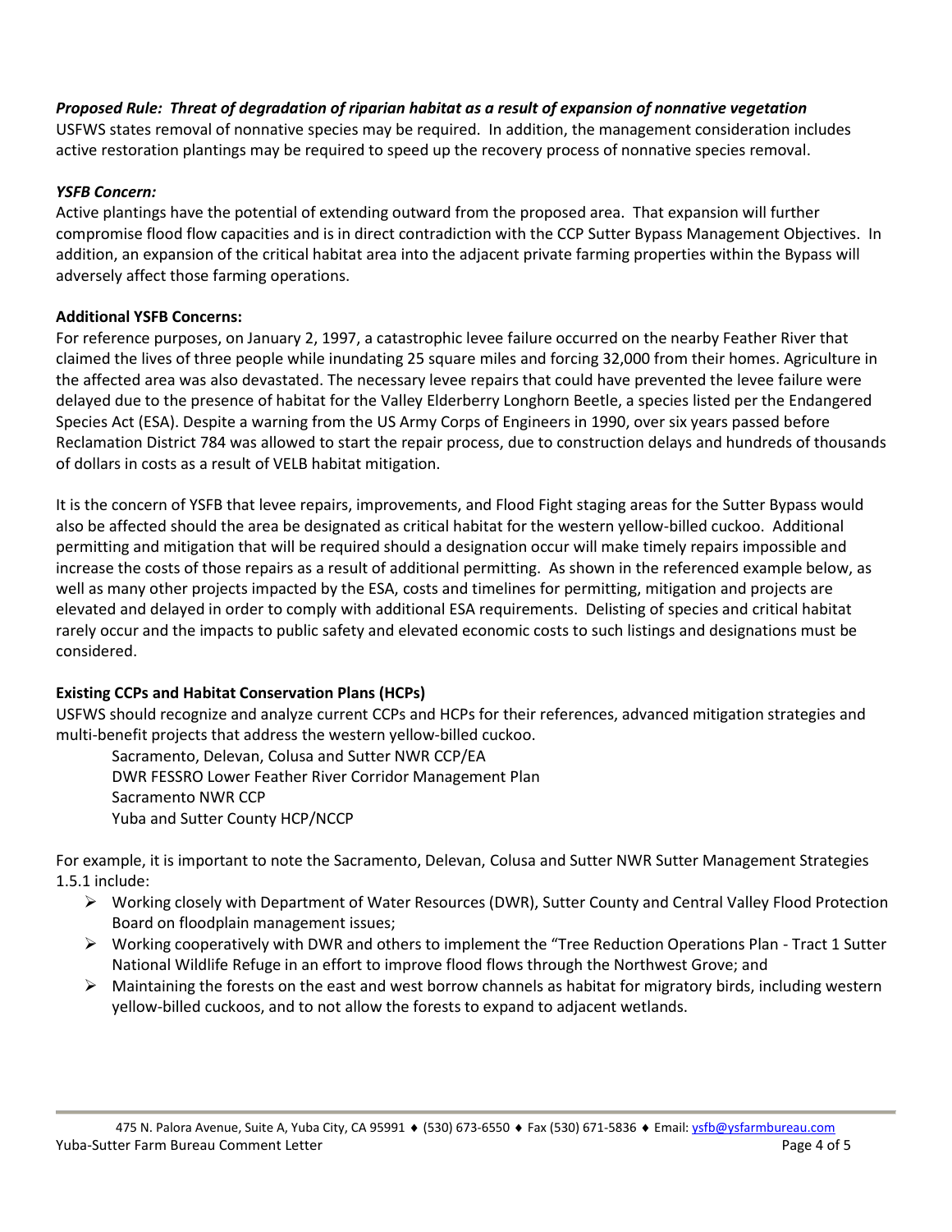***Proposed Rule: Threat of degradation of riparian habitat as a result of expansion of nonnative vegetation***

USFWS states removal of nonnative species may be required. In addition, the management consideration includes active restoration plantings may be required to speed up the recovery process of nonnative species removal.

***YSFB Concern:***

Active plantings have the potential of extending outward from the proposed area. That expansion will further compromise flood flow capacities and is in direct contradiction with the CCP Sutter Bypass Management Objectives. In addition, an expansion of the critical habitat area into the adjacent private farming properties within the Bypass will adversely affect those farming operations.

**Additional YSFB Concerns:**

For reference purposes, on January 2, 1997, a catastrophic levee failure occurred on the nearby Feather River that claimed the lives of three people while inundating 25 square miles and forcing 32,000 from their homes. Agriculture in the affected area was also devastated. The necessary levee repairs that could have prevented the levee failure were delayed due to the presence of habitat for the Valley Elderberry Longhorn Beetle, a species listed per the Endangered Species Act (ESA). Despite a warning from the US Army Corps of Engineers in 1990, over six years passed before Reclamation District 784 was allowed to start the repair process, due to construction delays and hundreds of thousands of dollars in costs as a result of VELB habitat mitigation.

It is the concern of YSFB that levee repairs, improvements, and Flood Fight staging areas for the Sutter Bypass would also be affected should the area be designated as critical habitat for the western yellow-billed cuckoo. Additional permitting and mitigation that will be required should a designation occur will make timely repairs impossible and increase the costs of those repairs as a result of additional permitting. As shown in the referenced example below, as well as many other projects impacted by the ESA, costs and timelines for permitting, mitigation and projects are elevated and delayed in order to comply with additional ESA requirements. Delisting of species and critical habitat rarely occur and the impacts to public safety and elevated economic costs to such listings and designations must be considered.

**Existing CCPs and Habitat Conservation Plans (HCPs)**

USFWS should recognize and analyze current CCPs and HCPs for their references, advanced mitigation strategies and multi-benefit projects that address the western yellow-billed cuckoo.

Sacramento, Delevan, Colusa and Sutter NWR CCP/EA
DWR FESSRO Lower Feather River Corridor Management Plan
Sacramento NWR CCP
Yuba and Sutter County HCP/NCCP

For example, it is important to note the Sacramento, Delevan, Colusa and Sutter NWR Sutter Management Strategies 1.5.1 include:

- Working closely with Department of Water Resources (DWR), Sutter County and Central Valley Flood Protection Board on floodplain management issues;
- Working cooperatively with DWR and others to implement the "Tree Reduction Operations Plan - Tract 1 Sutter National Wildlife Refuge in an effort to improve flood flows through the Northwest Grove; and
- Maintaining the forests on the east and west borrow channels as habitat for migratory birds, including western yellow-billed cuckoos, and to not allow the forests to expand to adjacent wetlands.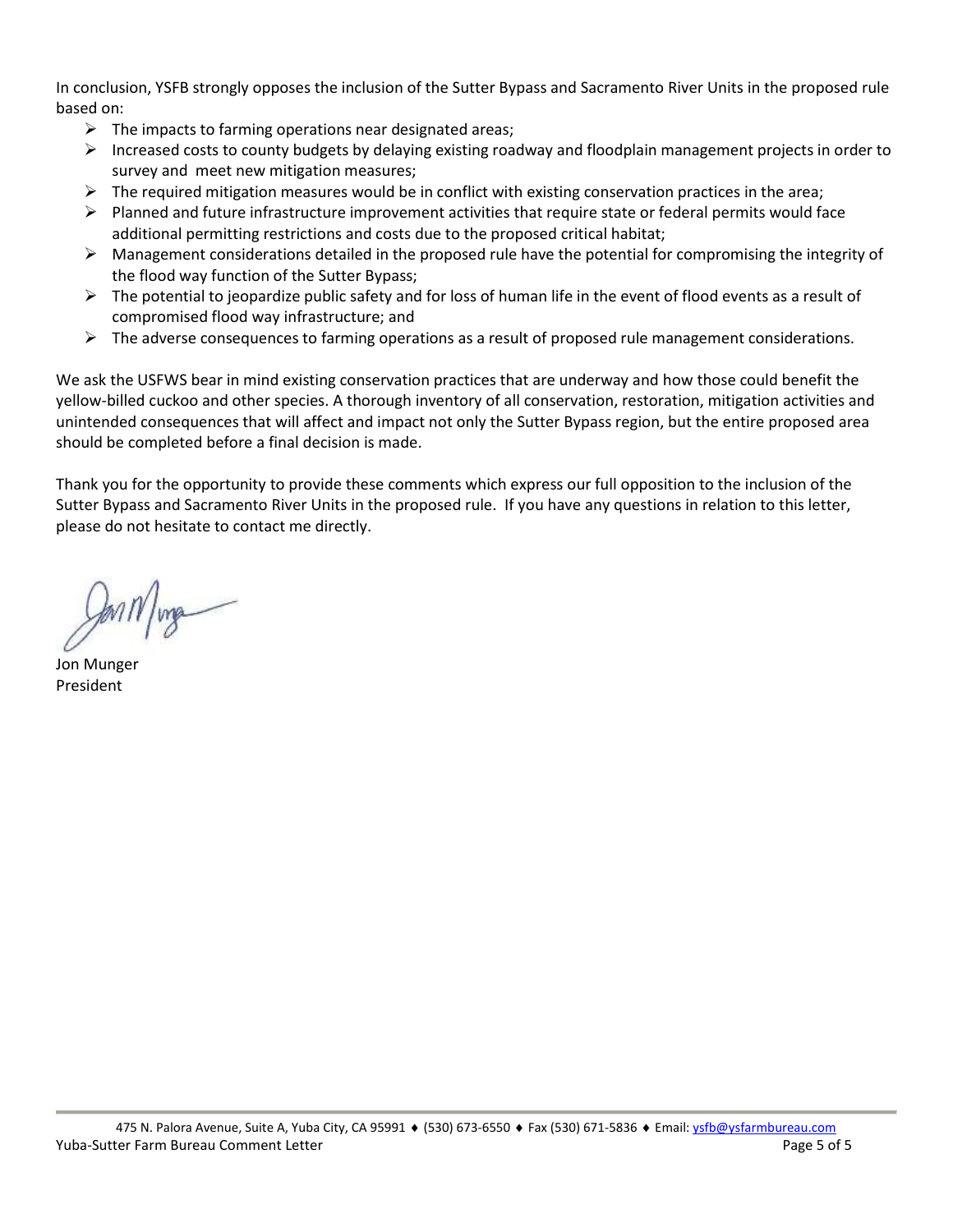In conclusion, YSFB strongly opposes the inclusion of the Sutter Bypass and Sacramento River Units in the proposed rule based on:

- The impacts to farming operations near designated areas;
- Increased costs to county budgets by delaying existing roadway and floodplain management projects in order to survey and meet new mitigation measures;
- The required mitigation measures would be in conflict with existing conservation practices in the area;
- Planned and future infrastructure improvement activities that require state or federal permits would face additional permitting restrictions and costs due to the proposed critical habitat;
- Management considerations detailed in the proposed rule have the potential for compromising the integrity of the flood way function of the Sutter Bypass;
- The potential to jeopardize public safety and for loss of human life in the event of flood events as a result of compromised flood way infrastructure; and
- The adverse consequences to farming operations as a result of proposed rule management considerations.

We ask the USFWS bear in mind existing conservation practices that are underway and how those could benefit the yellow-billed cuckoo and other species. A thorough inventory of all conservation, restoration, mitigation activities and unintended consequences that will affect and impact not only the Sutter Bypass region, but the entire proposed area should be completed before a final decision is made.

Thank you for the opportunity to provide these comments which express our full opposition to the inclusion of the Sutter Bypass and Sacramento River Units in the proposed rule. If you have any questions in relation to this letter, please do not hesitate to contact me directly.

Jon Munger
President

475 N. Palora Avenue, Suite A, Yuba City, CA 95991 ♦ (530) 673-6550 ♦ Fax (530) 671-5836 ♦ Email: ysfb@ysfarmbureau.com